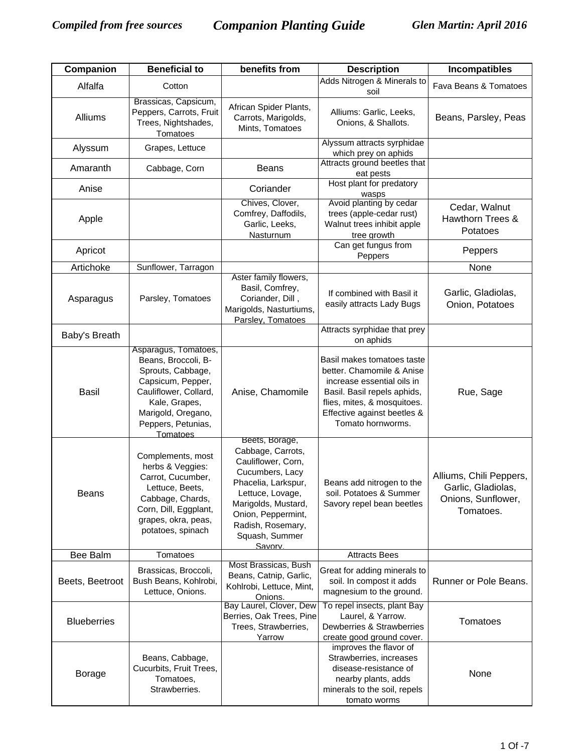*Compiled from free sources* **Companion Planting Guide** *Glen Martin: April 2016*

| Companion | Beneficial to | benefits from | Description | Incompatibles |
|---|---|---|---|---|
| Alfalfa | Cotton | | Adds Nitrogen & Minerals to soil | Fava Beans & Tomatoes |
| Alliums | Brassicas, Capsicum, Peppers, Carrots, Fruit Trees, Nightshades, Tomatoes | African Spider Plants, Carrots, Marigolds, Mints, Tomatoes | Alliums: Garlic, Leeks, Onions, & Shallots. | Beans, Parsley, Peas |
| Alyssum | Grapes, Lettuce | | Alyssum attracts syrphidae which prey on aphids | |
| Amaranth | Cabbage, Corn | Beans | Attracts ground beetles that eat pests | |
| Anise | | Coriander | Host plant for predatory wasps | |
| Apple | | Chives, Clover, Comfrey, Daffodils, Garlic, Leeks, Nasturnum | Avoid planting by cedar trees (apple-cedar rust) Walnut trees inhibit apple tree growth | Cedar, Walnut Hawthorn Trees & Potatoes |
| Apricot | | | Can get fungus from Peppers | Peppers |
| Artichoke | Sunflower, Tarragon | | | None |
| Asparagus | Parsley, Tomatoes | Aster family flowers, Basil, Comfrey, Coriander, Dill , Marigolds, Nasturtiums, Parsley, Tomatoes | If combined with Basil it easily attracts Lady Bugs | Garlic, Gladiolas, Onion, Potatoes |
| Baby's Breath | | | Attracts syrphidae that prey on aphids | |
| Basil | Asparagus, Tomatoes, Beans, Broccoli, B-Sprouts, Cabbage, Capsicum, Pepper, Cauliflower, Collard, Kale, Grapes, Marigold, Oregano, Peppers, Petunias, Tomatoes | Anise, Chamomile | Basil makes tomatoes taste better. Chamomile & Anise increase essential oils in Basil. Basil repels aphids, flies, mites, & mosquitoes. Effective against beetles & Tomato hornworms. | Rue, Sage |
| Beans | Complements, most herbs & Veggies: Carrot, Cucumber, Lettuce, Beets, Cabbage, Chards, Corn, Dill, Eggplant, grapes, okra, peas, potatoes, spinach | Beets, Borage, Cabbage, Carrots, Cauliflower, Corn, Cucumbers, Lacy Phacelia, Larkspur, Lettuce, Lovage, Marigolds, Mustard, Onion, Peppermint, Radish, Rosemary, Squash, Summer Savory. | Beans add nitrogen to the soil. Potatoes & Summer Savory repel bean beetles | Alliums, Chili Peppers, Garlic, Gladiolas, Onions, Sunflower, Tomatoes. |
| Bee Balm | Tomatoes | | Attracts Bees | |
| Beets, Beetroot | Brassicas, Broccoli, Bush Beans, Kohlrobi, Lettuce, Onions. | Most Brassicas, Bush Beans, Catnip, Garlic, Kohlrobi, Lettuce, Mint, Onions. | Great for adding minerals to soil. In compost it adds magnesium to the ground. | Runner or Pole Beans. |
| Blueberries | | Bay Laurel, Clover, Dew Berries, Oak Trees, Pine Trees, Strawberries, Yarrow | To repel insects, plant Bay Laurel, & Yarrow. Dewberries & Strawberries create good ground cover. | Tomatoes |
| Borage | Beans, Cabbage, Cucurbits, Fruit Trees, Tomatoes, Strawberries. | | improves the flavor of Strawberries, increases disease-resistance of nearby plants, adds minerals to the soil, repels tomato worms | None |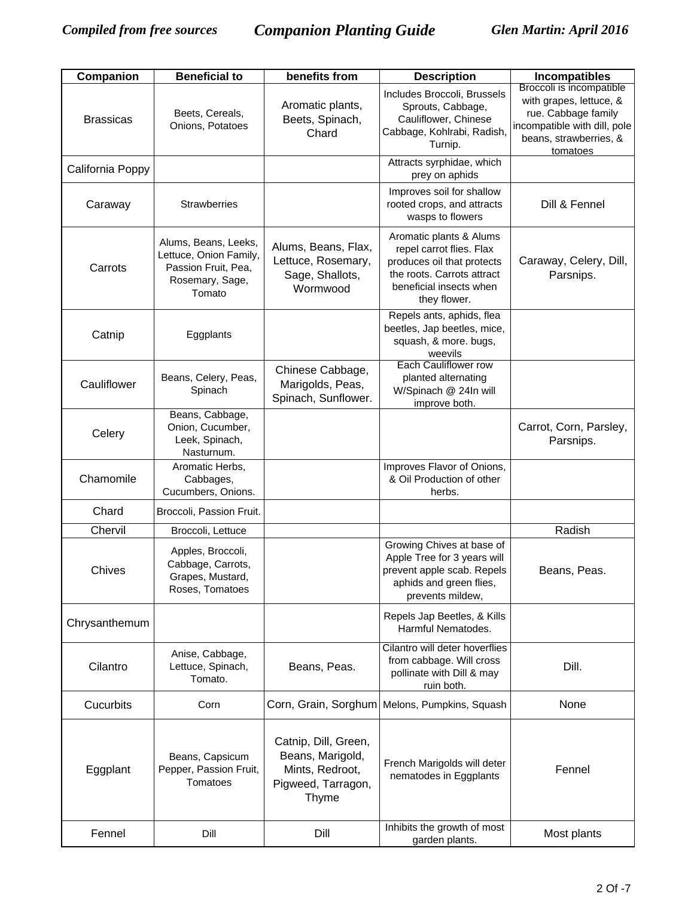| Companion | Beneficial to | benefits from | Description | Incompatibles |
| --- | --- | --- | --- | --- |
| Brassicas | Beets, Cereals, Onions, Potatoes | Aromatic plants, Beets, Spinach, Chard | Includes Broccoli, Brussels Sprouts, Cabbage, Cauliflower, Chinese Cabbage, Kohlrabi, Radish, Turnip. | Broccoli is incompatible with grapes, lettuce, & rue. Cabbage family incompatible with dill, pole beans, strawberries, & tomatoes |
| California Poppy | | | Attracts syrphidae, which prey on aphids | |
| Caraway | Strawberries | | Improves soil for shallow rooted crops, and attracts wasps to flowers | Dill & Fennel |
| Carrots | Alums, Beans, Leeks, Lettuce, Onion Family, Passion Fruit, Pea, Rosemary, Sage, Tomato | Alums, Beans, Flax, Lettuce, Rosemary, Sage, Shallots, Wormwood | Aromatic plants & Alums repel carrot flies. Flax produces oil that protects the roots. Carrots attract beneficial insects when they flower. | Caraway, Celery, Dill, Parsnips. |
| Catnip | Eggplants | | Repels ants, aphids, flea beetles, Jap beetles, mice, squash, & more. bugs, weevils | |
| Cauliflower | Beans, Celery, Peas, Spinach | Chinese Cabbage, Marigolds, Peas, Spinach, Sunflower. | Each Cauliflower row planted alternating W/Spinach @ 24In will improve both. | |
| Celery | Beans, Cabbage, Onion, Cucumber, Leek, Spinach, Nasturnum. | | | Carrot, Corn, Parsley, Parsnips. |
| Chamomile | Aromatic Herbs, Cabbages, Cucumbers, Onions. | | Improves Flavor of Onions, & Oil Production of other herbs. | |
| Chard | Broccoli, Passion Fruit. | | | |
| Chervil | Broccoli, Lettuce | | | Radish |
| Chives | Apples, Broccoli, Cabbage, Carrots, Grapes, Mustard, Roses, Tomatoes | | Growing Chives at base of Apple Tree for 3 years will prevent apple scab. Repels aphids and green flies, prevents mildew, | Beans, Peas. |
| Chrysanthemum | | | Repels Jap Beetles, & Kills Harmful Nematodes. | |
| Cilantro | Anise, Cabbage, Lettuce, Spinach, Tomato. | Beans, Peas. | Cilantro will deter hoverflies from cabbage. Will cross pollinate with Dill & may ruin both. | Dill. |
| Cucurbits | Corn | Corn, Grain, Sorghum | Melons, Pumpkins, Squash | None |
| Eggplant | Beans, Capsicum Pepper, Passion Fruit, Tomatoes | Catnip, Dill, Green, Beans, Marigold, Mints, Redroot, Pigweed, Tarragon, Thyme | French Marigolds will deter nematodes in Eggplants | Fennel |
| Fennel | Dill | Dill | Inhibits the growth of most garden plants. | Most plants |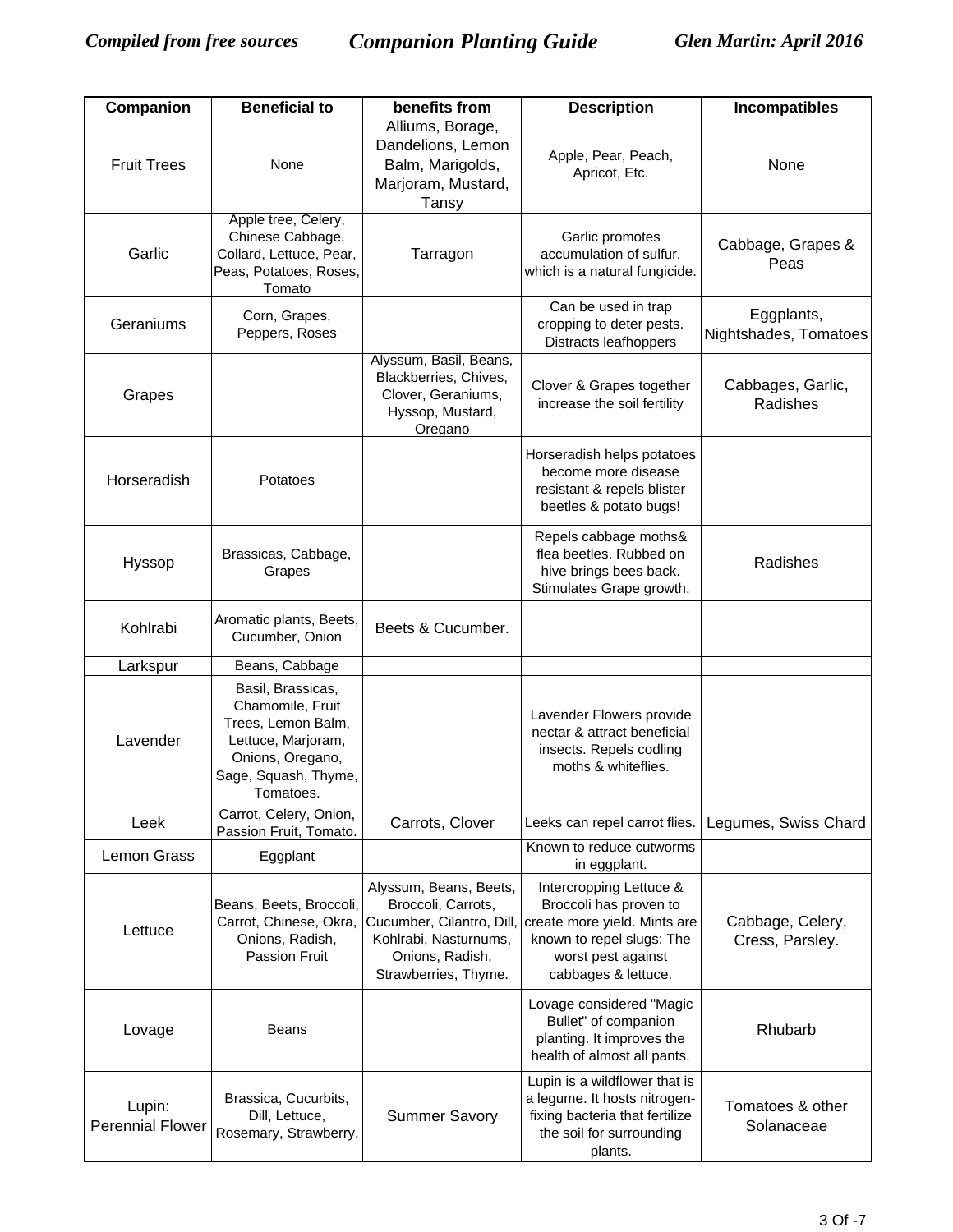| Companion | Beneficial to | benefits from | Description | Incompatibles |
|---|---|---|---|---|
| Fruit Trees | None | Alliums, Borage, Dandelions, Lemon Balm, Marigolds, Marjoram, Mustard, Tansy | Apple, Pear, Peach, Apricot, Etc. | None |
| Garlic | Apple tree, Celery, Chinese Cabbage, Collard, Lettuce, Pear, Peas, Potatoes, Roses, Tomato | Tarragon | Garlic promotes accumulation of sulfur, which is a natural fungicide. | Cabbage, Grapes & Peas |
| Geraniums | Corn, Grapes, Peppers, Roses | | Can be used in trap cropping to deter pests. Distracts leafhoppers | Eggplants, Nightshades, Tomatoes |
| Grapes | | Alyssum, Basil, Beans, Blackberries, Chives, Clover, Geraniums, Hyssop, Mustard, Oregano | Clover & Grapes together increase the soil fertility | Cabbages, Garlic, Radishes |
| Horseradish | Potatoes | | Horseradish helps potatoes become more disease resistant & repels blister beetles & potato bugs! | |
| Hyssop | Brassicas, Cabbage, Grapes | | Repels cabbage moths& flea beetles. Rubbed on hive brings bees back. Stimulates Grape growth. | Radishes |
| Kohlrabi | Aromatic plants, Beets, Cucumber, Onion | Beets & Cucumber. | | |
| Larkspur | Beans, Cabbage | | | |
| Lavender | Basil, Brassicas, Chamomile, Fruit Trees, Lemon Balm, Lettuce, Marjoram, Onions, Oregano, Sage, Squash, Thyme, Tomatoes. | | Lavender Flowers provide nectar & attract beneficial insects. Repels codling moths & whiteflies. | |
| Leek | Carrot, Celery, Onion, Passion Fruit, Tomato. | Carrots, Clover | Leeks can repel carrot flies. | Legumes, Swiss Chard |
| Lemon Grass | Eggplant | | Known to reduce cutworms in eggplant. | |
| Lettuce | Beans, Beets, Broccoli, Carrot, Chinese, Okra, Onions, Radish, Passion Fruit | Alyssum, Beans, Beets, Broccoli, Carrots, Cucumber, Cilantro, Dill, Kohlrabi, Nasturnums, Onions, Radish, Strawberries, Thyme. | Intercropping Lettuce & Broccoli has proven to create more yield. Mints are known to repel slugs: The worst pest against cabbages & lettuce. | Cabbage, Celery, Cress, Parsley. |
| Lovage | Beans | | Lovage considered "Magic Bullet" of companion planting. It improves the health of almost all pants. | Rhubarb |
| Lupin: Perennial Flower | Brassica, Cucurbits, Dill, Lettuce, Rosemary, Strawberry. | Summer Savory | Lupin is a wildflower that is a legume. It hosts nitrogen-fixing bacteria that fertilize the soil for surrounding plants. | Tomatoes & other Solanaceae |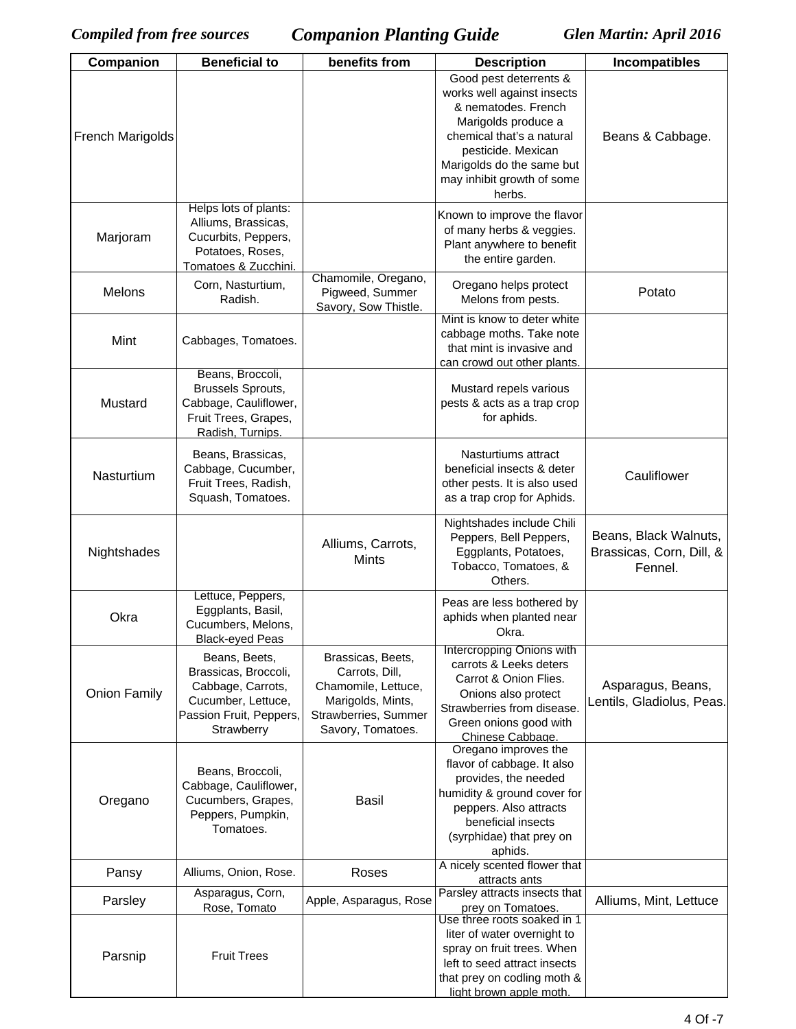| Companion | Beneficial to | benefits from | Description | Incompatibles |
| --- | --- | --- | --- | --- |
| French Marigolds | | | Good pest deterrents & works well against insects & nematodes. French Marigolds produce a chemical that's a natural pesticide. Mexican Marigolds do the same but may inhibit growth of some herbs. | Beans & Cabbage. |
| Marjoram | Helps lots of plants: Alliums, Brassicas, Cucurbits, Peppers, Potatoes, Roses, Tomatoes & Zucchini. | | Known to improve the flavor of many herbs & veggies. Plant anywhere to benefit the entire garden. | |
| Melons | Corn, Nasturtium, Radish. | Chamomile, Oregano, Pigweed, Summer Savory, Sow Thistle. | Oregano helps protect Melons from pests. | Potato |
| Mint | Cabbages, Tomatoes. | | Mint is know to deter white cabbage moths. Take note that mint is invasive and can crowd out other plants. | |
| Mustard | Beans, Broccoli, Brussels Sprouts, Cabbage, Cauliflower, Fruit Trees, Grapes, Radish, Turnips. | | Mustard repels various pests & acts as a trap crop for aphids. | |
| Nasturtium | Beans, Brassicas, Cabbage, Cucumber, Fruit Trees, Radish, Squash, Tomatoes. | | Nasturtiums attract beneficial insects & deter other pests. It is also used as a trap crop for Aphids. | Cauliflower |
| Nightshades | | Alliums, Carrots, Mints | Nightshades include Chili Peppers, Bell Peppers, Eggplants, Potatoes, Tobacco, Tomatoes, & Others. | Beans, Black Walnuts, Brassicas, Corn, Dill, & Fennel. |
| Okra | Lettuce, Peppers, Eggplants, Basil, Cucumbers, Melons, Black-eyed Peas | | Peas are less bothered by aphids when planted near Okra. | |
| Onion Family | Beans, Beets, Brassicas, Broccoli, Cabbage, Carrots, Cucumber, Lettuce, Passion Fruit, Peppers, Strawberry | Brassicas, Beets, Carrots, Dill, Chamomile, Lettuce, Marigolds, Mints, Strawberries, Summer Savory, Tomatoes. | Intercropping Onions with carrots & Leeks deters Carrot & Onion Flies. Onions also protect Strawberries from disease. Green onions good with Chinese Cabbage. | Asparagus, Beans, Lentils, Gladiolus, Peas. |
| Oregano | Beans, Broccoli, Cabbage, Cauliflower, Cucumbers, Grapes, Peppers, Pumpkin, Tomatoes. | Basil | Oregano improves the flavor of cabbage. It also provides, the needed humidity & ground cover for peppers. Also attracts beneficial insects (syrphidae) that prey on aphids. | |
| Pansy | Alliums, Onion, Rose. | Roses | A nicely scented flower that attracts ants | |
| Parsley | Asparagus, Corn, Rose, Tomato | Apple, Asparagus, Rose | Parsley attracts insects that prey on Tomatoes. | Alliums, Mint, Lettuce |
| Parsnip | Fruit Trees | | Use three roots soaked in 1 liter of water overnight to spray on fruit trees. When left to seed attract insects that prey on codling moth & light brown apple moth. | |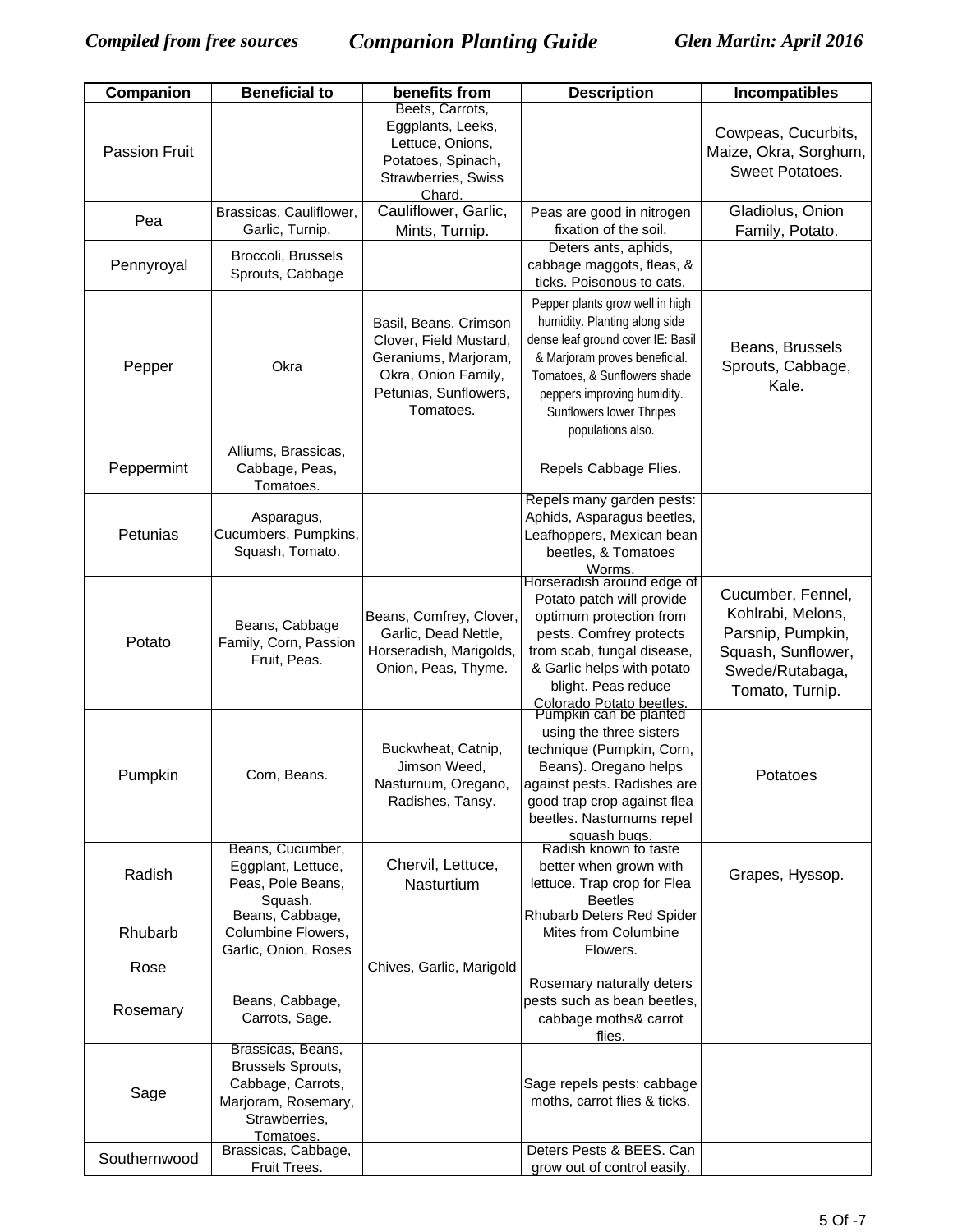| Companion | Beneficial to | benefits from | Description | Incompatibles |
|---|---|---|---|---|
| Passion Fruit | | Beets, Carrots, Eggplants, Leeks, Lettuce, Onions, Potatoes, Spinach, Strawberries, Swiss Chard. | | Cowpeas, Cucurbits, Maize, Okra, Sorghum, Sweet Potatoes. |
| Pea | Brassicas, Cauliflower, Garlic, Turnip. | Cauliflower, Garlic, Mints, Turnip. | Peas are good in nitrogen fixation of the soil. | Gladiolus, Onion Family, Potato. |
| Pennyroyal | Broccoli, Brussels Sprouts, Cabbage | | Deters ants, aphids, cabbage maggots, fleas, & ticks. Poisonous to cats. | |
| Pepper | Okra | Basil, Beans, Crimson Clover, Field Mustard, Geraniums, Marjoram, Okra, Onion Family, Petunias, Sunflowers, Tomatoes. | Pepper plants grow well in high humidity. Planting along side dense leaf ground cover IE: Basil & Marjoram proves beneficial. Tomatoes, & Sunflowers shade peppers improving humidity. Sunflowers lower Thripes populations also. | Beans, Brussels Sprouts, Cabbage, Kale. |
| Peppermint | Alliums, Brassicas, Cabbage, Peas, Tomatoes. | | Repels Cabbage Flies. | |
| Petunias | Asparagus, Cucumbers, Pumpkins, Squash, Tomato. | | Repels many garden pests: Aphids, Asparagus beetles, Leafhoppers, Mexican bean beetles, & Tomatoes Worms. | |
| Potato | Beans, Cabbage Family, Corn, Passion Fruit, Peas. | Beans, Comfrey, Clover, Garlic, Dead Nettle, Horseradish, Marigolds, Onion, Peas, Thyme. | Horseradish around edge of Potato patch will provide optimum protection from pests. Comfrey protects from scab, fungal disease, & Garlic helps with potato blight. Peas reduce Colorado Potato beetles. | Cucumber, Fennel, Kohlrabi, Melons, Parsnip, Pumpkin, Squash, Sunflower, Swede/Rutabaga, Tomato, Turnip. |
| Pumpkin | Corn, Beans. | Buckwheat, Catnip, Jimson Weed, Nasturnum, Oregano, Radishes, Tansy. | Pumpkin can be planted using the three sisters technique (Pumpkin, Corn, Beans). Oregano helps against pests. Radishes are good trap crop against flea beetles. Nasturnums repel squash bugs. | Potatoes |
| Radish | Beans, Cucumber, Eggplant, Lettuce, Peas, Pole Beans, Squash. | Chervil, Lettuce, Nasturtium | Radish known to taste better when grown with lettuce. Trap crop for Flea Beetles | Grapes, Hyssop. |
| Rhubarb | Beans, Cabbage, Columbine Flowers, Garlic, Onion, Roses | | Rhubarb Deters Red Spider Mites from Columbine Flowers. | |
| Rose | | Chives, Garlic, Marigold | | |
| Rosemary | Beans, Cabbage, Carrots, Sage. | | Rosemary naturally deters pests such as bean beetles, cabbage moths& carrot flies. | |
| Sage | Brassicas, Beans, Brussels Sprouts, Cabbage, Carrots, Marjoram, Rosemary, Strawberries, Tomatoes. | | Sage repels pests: cabbage moths, carrot flies & ticks. | |
| Southernwood | Brassicas, Cabbage, Fruit Trees. | | Deters Pests & BEES. Can grow out of control easily. | |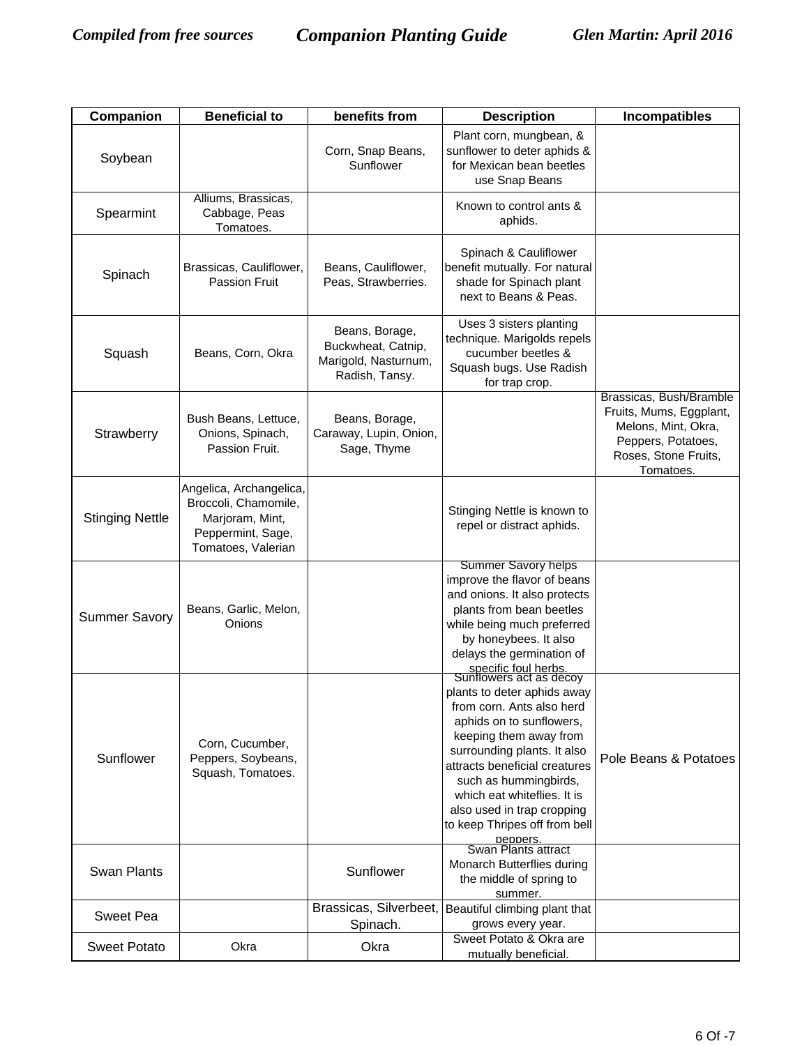| Companion | Beneficial to | benefits from | Description | Incompatibles |
|---|---|---|---|---|
| Soybean | | Corn, Snap Beans, Sunflower | Plant corn, mungbean, & sunflower to deter aphids & for Mexican bean beetles use Snap Beans | |
| Spearmint | Alliums, Brassicas, Cabbage, Peas Tomatoes. | | Known to control ants & aphids. | |
| Spinach | Brassicas, Cauliflower, Passion Fruit | Beans, Cauliflower, Peas, Strawberries. | Spinach & Cauliflower benefit mutually. For natural shade for Spinach plant next to Beans & Peas. | |
| Squash | Beans, Corn, Okra | Beans, Borage, Buckwheat, Catnip, Marigold, Nasturnum, Radish, Tansy. | Uses 3 sisters planting technique. Marigolds repels cucumber beetles & Squash bugs. Use Radish for trap crop. | |
| Strawberry | Bush Beans, Lettuce, Onions, Spinach, Passion Fruit. | Beans, Borage, Caraway, Lupin, Onion, Sage, Thyme | | Brassicas, Bush/Bramble Fruits, Mums, Eggplant, Melons, Mint, Okra, Peppers, Potatoes, Roses, Stone Fruits, Tomatoes. |
| Stinging Nettle | Angelica, Archangelica, Broccoli, Chamomile, Marjoram, Mint, Peppermint, Sage, Tomatoes, Valerian | | Stinging Nettle is known to repel or distract aphids. | |
| Summer Savory | Beans, Garlic, Melon, Onions | | Summer Savory helps improve the flavor of beans and onions. It also protects plants from bean beetles while being much preferred by honeybees. It also delays the germination of specific foul herbs. | |
| Sunflower | Corn, Cucumber, Peppers, Soybeans, Squash, Tomatoes. | | Sunflowers act as decoy plants to deter aphids away from corn. Ants also herd aphids on to sunflowers, keeping them away from surrounding plants. It also attracts beneficial creatures such as hummingbirds, which eat whiteflies. It is also used in trap cropping to keep Thripes off from bell peppers. | Pole Beans & Potatoes |
| Swan Plants | | Sunflower | Swan Plants attract Monarch Butterflies during the middle of spring to summer. | |
| Sweet Pea | | Brassicas, Silverbeet, Spinach. | Beautiful climbing plant that grows every year. | |
| Sweet Potato | Okra | Okra | Sweet Potato & Okra are mutually beneficial. | |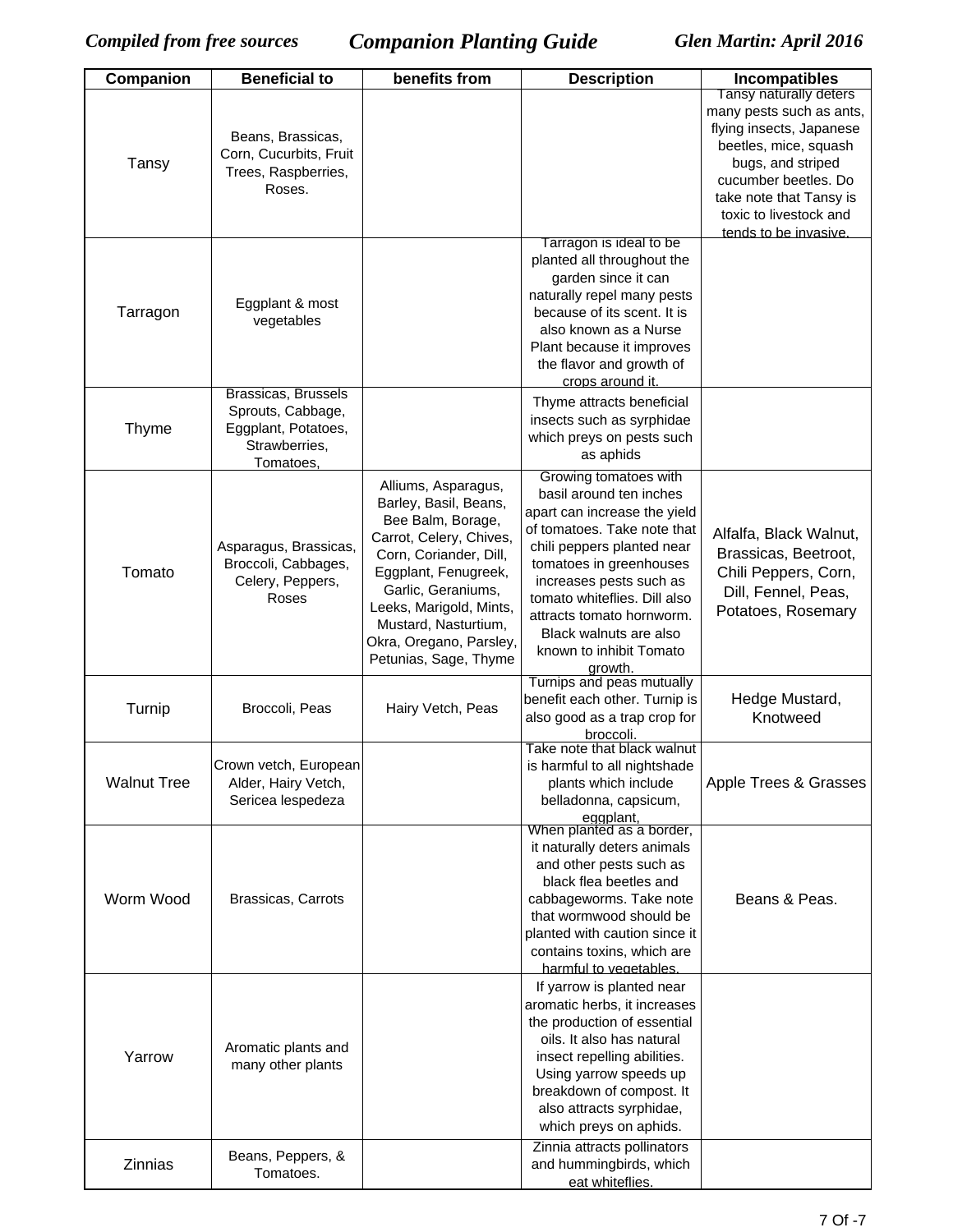| Companion | Beneficial to | benefits from | Description | Incompatibles |
|---|---|---|---|---|
| Tansy | Beans, Brassicas, Corn, Cucurbits, Fruit Trees, Raspberries, Roses. | | | Tansy naturally deters many pests such as ants, flying insects, Japanese beetles, mice, squash bugs, and striped cucumber beetles. Do take note that Tansy is toxic to livestock and tends to be invasive. |
| Tarragon | Eggplant & most vegetables | | Tarragon is ideal to be planted all throughout the garden since it can naturally repel many pests because of its scent. It is also known as a Nurse Plant because it improves the flavor and growth of crops around it. | |
| Thyme | Brassicas, Brussels Sprouts, Cabbage, Eggplant, Potatoes, Strawberries, Tomatoes, | | Thyme attracts beneficial insects such as syrphidae which preys on pests such as aphids | |
| Tomato | Asparagus, Brassicas, Broccoli, Cabbages, Celery, Peppers, Roses | Alliums, Asparagus, Barley, Basil, Beans, Bee Balm, Borage, Carrot, Celery, Chives, Corn, Coriander, Dill, Eggplant, Fenugreek, Garlic, Geraniums, Leeks, Marigold, Mints, Mustard, Nasturtium, Okra, Oregano, Parsley, Petunias, Sage, Thyme | Growing tomatoes with basil around ten inches apart can increase the yield of tomatoes. Take note that chili peppers planted near tomatoes in greenhouses increases pests such as tomato whiteflies. Dill also attracts tomato hornworm. Black walnuts are also known to inhibit Tomato growth. | Alfalfa, Black Walnut, Brassicas, Beetroot, Chili Peppers, Corn, Dill, Fennel, Peas, Potatoes, Rosemary |
| Turnip | Broccoli, Peas | Hairy Vetch, Peas | Turnips and peas mutually benefit each other. Turnip is also good as a trap crop for broccoli. | Hedge Mustard, Knotweed |
| Walnut Tree | Crown vetch, European Alder, Hairy Vetch, Sericea lespedeza | | Take note that black walnut is harmful to all nightshade plants which include belladonna, capsicum, eggplant, | Apple Trees & Grasses |
| Worm Wood | Brassicas, Carrots | | When planted as a border, it naturally deters animals and other pests such as black flea beetles and cabbageworms. Take note that wormwood should be planted with caution since it contains toxins, which are harmful to vegetables. | Beans & Peas. |
| Yarrow | Aromatic plants and many other plants | | If yarrow is planted near aromatic herbs, it increases the production of essential oils. It also has natural insect repelling abilities. Using yarrow speeds up breakdown of compost. It also attracts syrphidae, which preys on aphids. | |
| Zinnias | Beans, Peppers, & Tomatoes. | | Zinnia attracts pollinators and hummingbirds, which eat whiteflies. | |